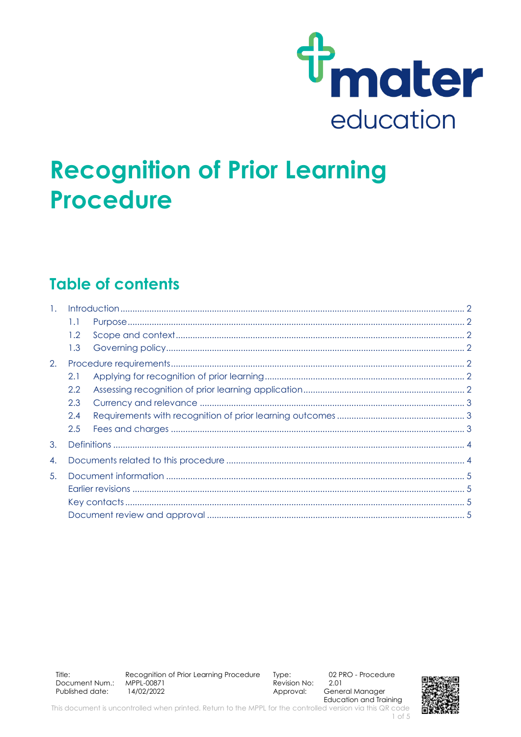mater education

# Recognition of Prior Learning Procedure

## Table of contents

1. Introduction ..... 2
   - 1.1 Purpose ..... 2
   - 1.2 Scope and context ..... 2
   - 1.3 Governing policy ..... 2
2. Procedure requirements ..... 2
   - 2.1 Applying for recognition of prior learning ..... 2
   - 2.2 Assessing recognition of prior learning application ..... 2
   - 2.3 Currency and relevance ..... 3
   - 2.4 Requirements with recognition of prior learning outcomes ..... 3
   - 2.5 Fees and charges ..... 3
3. Definitions ..... 4
4. Documents related to this procedure ..... 4
5. Document information ..... 5
   - Earlier revisions ..... 5
   - Key contacts ..... 5
   - Document review and approval ..... 5

| | | | |
|---|---|---|---|
| Title: | Recognition of Prior Learning Procedure | Type: | 02 PRO - Procedure |
| Document Num.: | MPPL-00871 | Revision No: | 2.01 |
| Published date: | 14/02/2022 | Approval: | General Manager Education and Training |

This document is uncontrolled when printed. Return to the MPPL for the controlled version via this QR code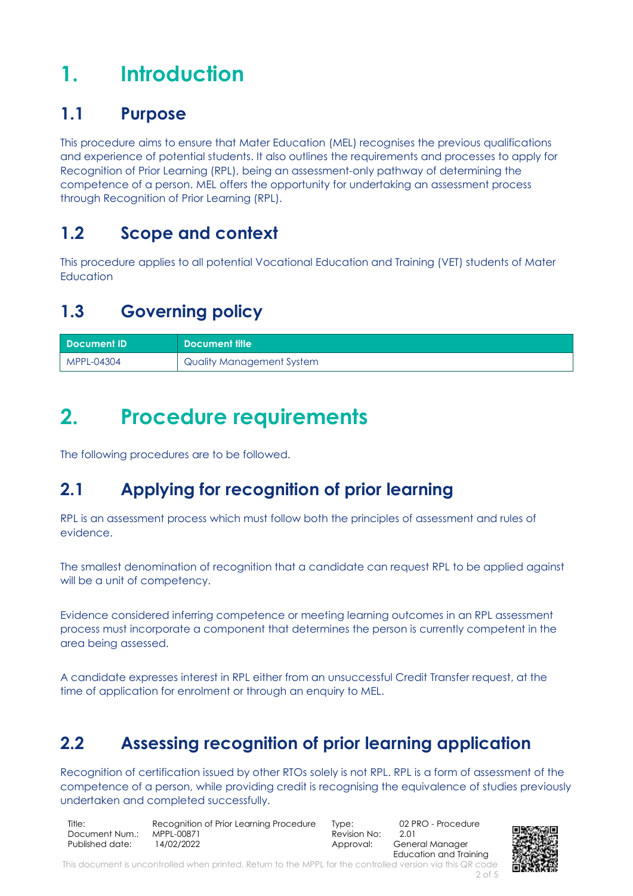# 1. Introduction

## 1.1 Purpose

This procedure aims to ensure that Mater Education (MEL) recognises the previous qualifications and experience of potential students. It also outlines the requirements and processes to apply for Recognition of Prior Learning (RPL), being an assessment-only pathway of determining the competence of a person. MEL offers the opportunity for undertaking an assessment process through Recognition of Prior Learning (RPL).

## 1.2 Scope and context

This procedure applies to all potential Vocational Education and Training (VET) students of Mater Education

## 1.3 Governing policy

| Document ID | Document title |
|---|---|
| MPPL-04304 | Quality Management System |

# 2. Procedure requirements

The following procedures are to be followed.

## 2.1 Applying for recognition of prior learning

RPL is an assessment process which must follow both the principles of assessment and rules of evidence.

The smallest denomination of recognition that a candidate can request RPL to be applied against will be a unit of competency.

Evidence considered inferring competence or meeting learning outcomes in an RPL assessment process must incorporate a component that determines the person is currently competent in the area being assessed.

A candidate expresses interest in RPL either from an unsuccessful Credit Transfer request, at the time of application for enrolment or through an enquiry to MEL.

## 2.2 Assessing recognition of prior learning application

Recognition of certification issued by other RTOs solely is not RPL. RPL is a form of assessment of the competence of a person, while providing credit is recognising the equivalence of studies previously undertaken and completed successfully.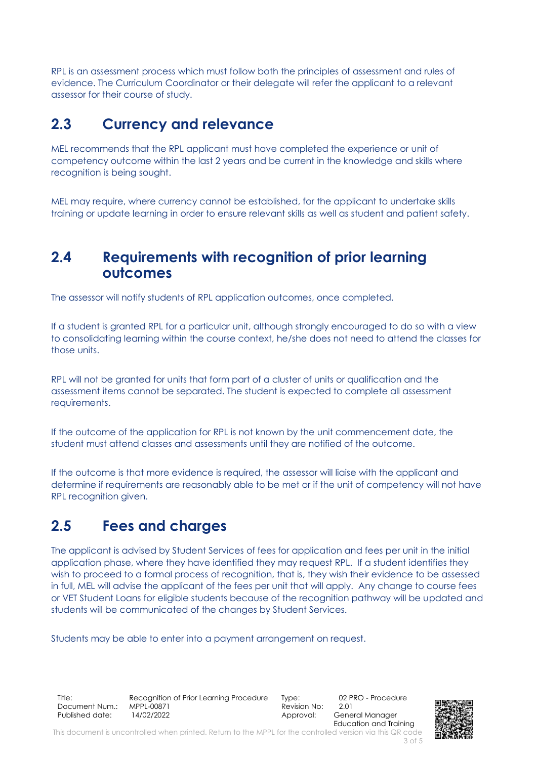RPL is an assessment process which must follow both the principles of assessment and rules of evidence. The Curriculum Coordinator or their delegate will refer the applicant to a relevant assessor for their course of study.

## 2.3 Currency and relevance

MEL recommends that the RPL applicant must have completed the experience or unit of competency outcome within the last 2 years and be current in the knowledge and skills where recognition is being sought.

MEL may require, where currency cannot be established, for the applicant to undertake skills training or update learning in order to ensure relevant skills as well as student and patient safety.

## 2.4 Requirements with recognition of prior learning outcomes

The assessor will notify students of RPL application outcomes, once completed.

If a student is granted RPL for a particular unit, although strongly encouraged to do so with a view to consolidating learning within the course context, he/she does not need to attend the classes for those units.

RPL will not be granted for units that form part of a cluster of units or qualification and the assessment items cannot be separated. The student is expected to complete all assessment requirements.

If the outcome of the application for RPL is not known by the unit commencement date, the student must attend classes and assessments until they are notified of the outcome.

If the outcome is that more evidence is required, the assessor will liaise with the applicant and determine if requirements are reasonably able to be met or if the unit of competency will not have RPL recognition given.

## 2.5 Fees and charges

The applicant is advised by Student Services of fees for application and fees per unit in the initial application phase, where they have identified they may request RPL. If a student identifies they wish to proceed to a formal process of recognition, that is, they wish their evidence to be assessed in full, MEL will advise the applicant of the fees per unit that will apply. Any change to course fees or VET Student Loans for eligible students because of the recognition pathway will be updated and students will be communicated of the changes by Student Services.

Students may be able to enter into a payment arrangement on request.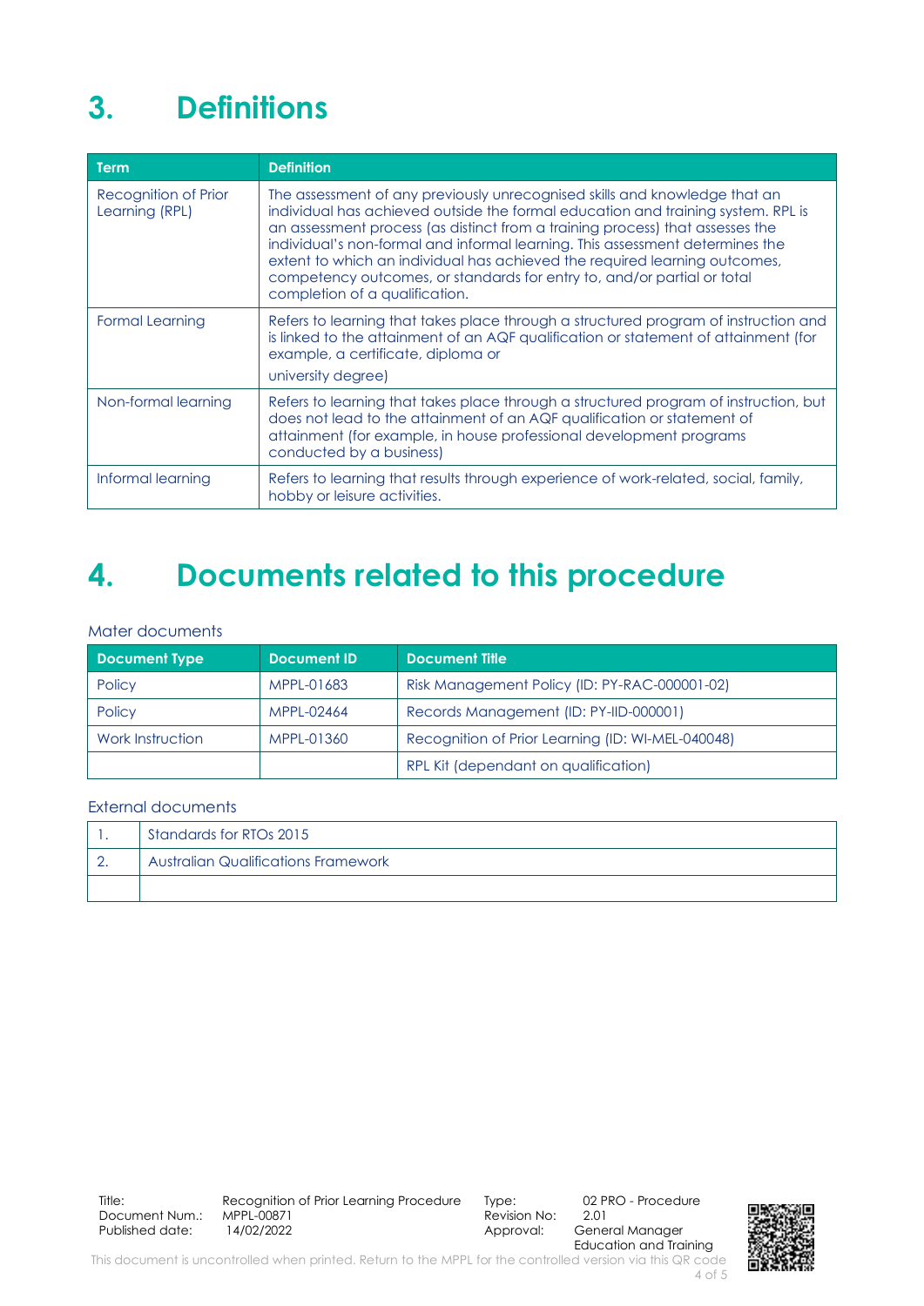# 3. Definitions

| Term | Definition |
| --- | --- |
| Recognition of Prior Learning (RPL) | The assessment of any previously unrecognised skills and knowledge that an individual has achieved outside the formal education and training system. RPL is an assessment process (as distinct from a training process) that assesses the individual's non-formal and informal learning. This assessment determines the extent to which an individual has achieved the required learning outcomes, competency outcomes, or standards for entry to, and/or partial or total completion of a qualification. |
| Formal Learning | Refers to learning that takes place through a structured program of instruction and is linked to the attainment of an AQF qualification or statement of attainment (for example, a certificate, diploma or university degree) |
| Non-formal learning | Refers to learning that takes place through a structured program of instruction, but does not lead to the attainment of an AQF qualification or statement of attainment (for example, in house professional development programs conducted by a business) |
| Informal learning | Refers to learning that results through experience of work-related, social, family, hobby or leisure activities. |

# 4. Documents related to this procedure

Mater documents

| Document Type | Document ID | Document Title |
| --- | --- | --- |
| Policy | MPPL-01683 | Risk Management Policy (ID: PY-RAC-000001-02) |
| Policy | MPPL-02464 | Records Management (ID: PY-IID-000001) |
| Work Instruction | MPPL-01360 | Recognition of Prior Learning (ID: WI-MEL-040048) |
| | | RPL Kit (dependant on qualification) |

External documents

| | |
| --- | --- |
| 1. | Standards for RTOs 2015 |
| 2. | Australian Qualifications Framework |
| | |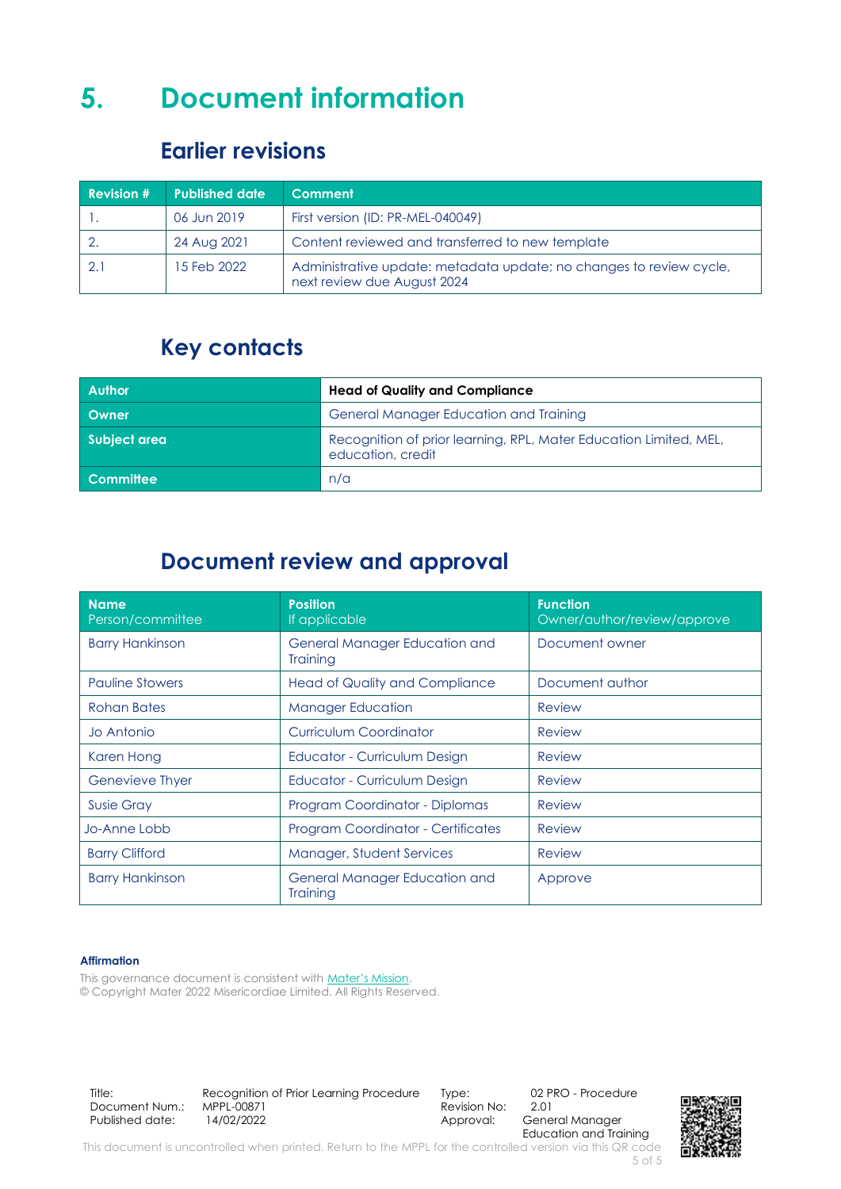# 5. Document information

## Earlier revisions

| Revision # | Published date | Comment |
|---|---|---|
| 1. | 06 Jun 2019 | First version (ID: PR-MEL-040049) |
| 2. | 24 Aug 2021 | Content reviewed and transferred to new template |
| 2.1 | 15 Feb 2022 | Administrative update: metadata update; no changes to review cycle, next review due August 2024 |

## Key contacts

| | |
|---|---|
| Author | **Head of Quality and Compliance** |
| Owner | General Manager Education and Training |
| Subject area | Recognition of prior learning, RPL, Mater Education Limited, MEL, education, credit |
| Committee | n/a |

## Document review and approval

| Name<br>Person/committee | Position<br>If applicable | Function<br>Owner/author/review/approve |
|---|---|---|
| Barry Hankinson | General Manager Education and Training | Document owner |
| Pauline Stowers | Head of Quality and Compliance | Document author |
| Rohan Bates | Manager Education | Review |
| Jo Antonio | Curriculum Coordinator | Review |
| Karen Hong | Educator - Curriculum Design | Review |
| Genevieve Thyer | Educator - Curriculum Design | Review |
| Susie Gray | Program Coordinator - Diplomas | Review |
| Jo-Anne Lobb | Program Coordinator - Certificates | Review |
| Barry Clifford | Manager, Student Services | Review |
| Barry Hankinson | General Manager Education and Training | Approve |

**Affirmation**

This governance document is consistent with Mater's Mission.
© Copyright Mater 2022 Misericordiae Limited. All Rights Reserved.